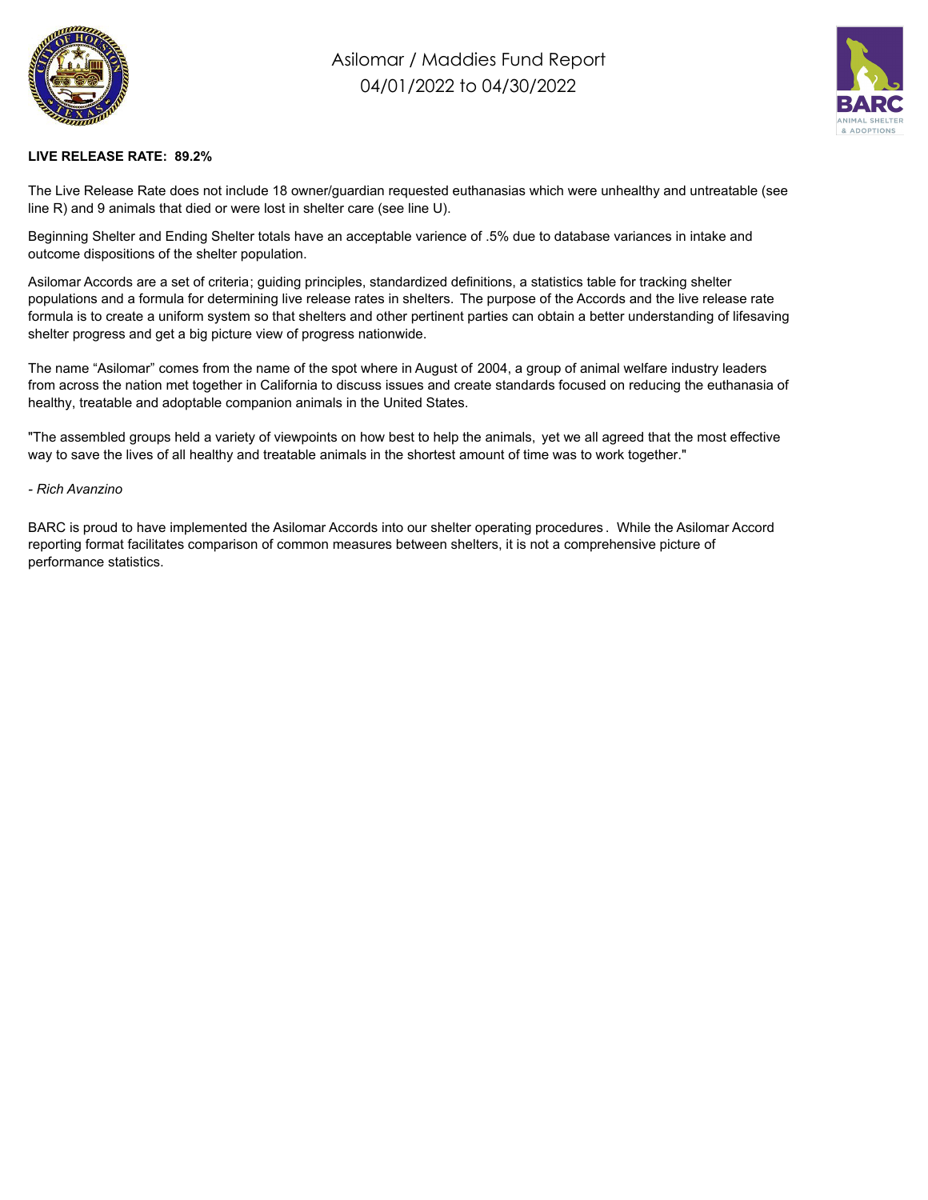# Asilomar / Maddies Fund Report
## 04/01/2022 to 04/30/2022

**LIVE RELEASE RATE: 89.2%**

The Live Release Rate does not include 18 owner/guardian requested euthanasias which were unhealthy and untreatable (see line R) and 9 animals that died or were lost in shelter care (see line U).

Beginning Shelter and Ending Shelter totals have an acceptable varience of .5% due to database variances in intake and outcome dispositions of the shelter population.

Asilomar Accords are a set of criteria; guiding principles, standardized definitions, a statistics table for tracking shelter populations and a formula for determining live release rates in shelters. The purpose of the Accords and the live release rate formula is to create a uniform system so that shelters and other pertinent parties can obtain a better understanding of lifesaving shelter progress and get a big picture view of progress nationwide.

The name "Asilomar" comes from the name of the spot where in August of 2004, a group of animal welfare industry leaders from across the nation met together in California to discuss issues and create standards focused on reducing the euthanasia of healthy, treatable and adoptable companion animals in the United States.

"The assembled groups held a variety of viewpoints on how best to help the animals, yet we all agreed that the most effective way to save the lives of all healthy and treatable animals in the shortest amount of time was to work together."

*- Rich Avanzino*

BARC is proud to have implemented the Asilomar Accords into our shelter operating procedures. While the Asilomar Accord reporting format facilitates comparison of common measures between shelters, it is not a comprehensive picture of performance statistics.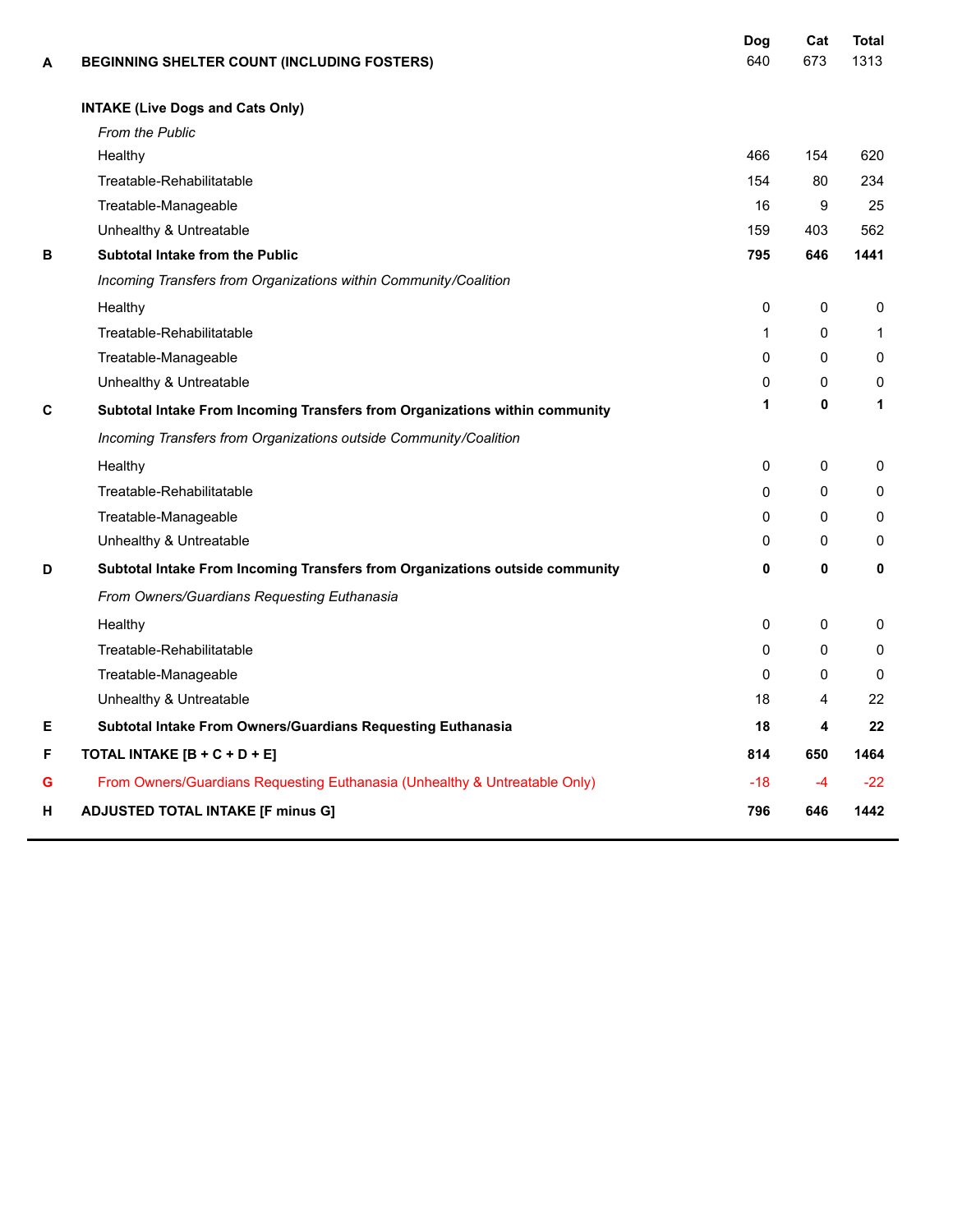| | | Dog | Cat | Total |
|---|---|---|---|---|
| **A** | **BEGINNING SHELTER COUNT (INCLUDING FOSTERS)** | 640 | 673 | 1313 |
| | **INTAKE (Live Dogs and Cats Only)** | | | |
| | *From the Public* | | | |
| | Healthy | 466 | 154 | 620 |
| | Treatable-Rehabilitatable | 154 | 80 | 234 |
| | Treatable-Manageable | 16 | 9 | 25 |
| | Unhealthy & Untreatable | 159 | 403 | 562 |
| **B** | **Subtotal Intake from the Public** | **795** | **646** | **1441** |
| | *Incoming Transfers from Organizations within Community/Coalition* | | | |
| | Healthy | 0 | 0 | 0 |
| | Treatable-Rehabilitatable | 1 | 0 | 1 |
| | Treatable-Manageable | 0 | 0 | 0 |
| | Unhealthy & Untreatable | 0 | 0 | 0 |
| **C** | **Subtotal Intake From Incoming Transfers from Organizations within community** | **1** | **0** | **1** |
| | *Incoming Transfers from Organizations outside Community/Coalition* | | | |
| | Healthy | 0 | 0 | 0 |
| | Treatable-Rehabilitatable | 0 | 0 | 0 |
| | Treatable-Manageable | 0 | 0 | 0 |
| | Unhealthy & Untreatable | 0 | 0 | 0 |
| **D** | **Subtotal Intake From Incoming Transfers from Organizations outside community** | **0** | **0** | **0** |
| | *From Owners/Guardians Requesting Euthanasia* | | | |
| | Healthy | 0 | 0 | 0 |
| | Treatable-Rehabilitatable | 0 | 0 | 0 |
| | Treatable-Manageable | 0 | 0 | 0 |
| | Unhealthy & Untreatable | 18 | 4 | 22 |
| **E** | **Subtotal Intake From Owners/Guardians Requesting Euthanasia** | **18** | **4** | **22** |
| **F** | **TOTAL INTAKE [B + C + D + E]** | **814** | **650** | **1464** |
| G | From Owners/Guardians Requesting Euthanasia (Unhealthy & Untreatable Only) | -18 | -4 | -22 |
| **H** | **ADJUSTED TOTAL INTAKE [F minus G]** | **796** | **646** | **1442** |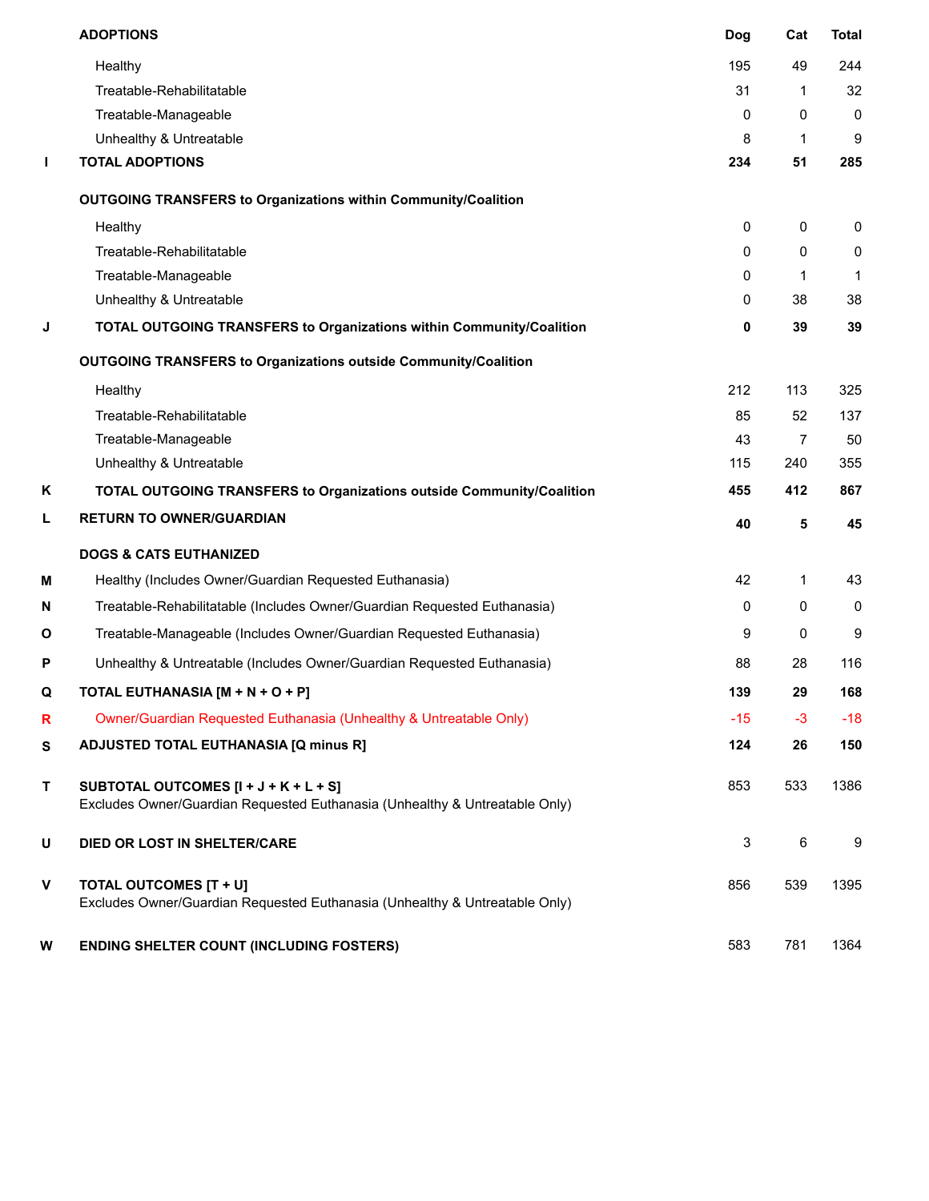| | | Dog | Cat | Total |
|---|---|---|---|---|
| | **ADOPTIONS** | | | |
| | Healthy | 195 | 49 | 244 |
| | Treatable-Rehabilitatable | 31 | 1 | 32 |
| | Treatable-Manageable | 0 | 0 | 0 |
| | Unhealthy & Untreatable | 8 | 1 | 9 |
| **I** | **TOTAL ADOPTIONS** | **234** | **51** | **285** |
| | **OUTGOING TRANSFERS to Organizations within Community/Coalition** | | | |
| | Healthy | 0 | 0 | 0 |
| | Treatable-Rehabilitatable | 0 | 0 | 0 |
| | Treatable-Manageable | 0 | 1 | 1 |
| | Unhealthy & Untreatable | 0 | 38 | 38 |
| **J** | **TOTAL OUTGOING TRANSFERS to Organizations within Community/Coalition** | **0** | **39** | **39** |
| | **OUTGOING TRANSFERS to Organizations outside Community/Coalition** | | | |
| | Healthy | 212 | 113 | 325 |
| | Treatable-Rehabilitatable | 85 | 52 | 137 |
| | Treatable-Manageable | 43 | 7 | 50 |
| | Unhealthy & Untreatable | 115 | 240 | 355 |
| **K** | **TOTAL OUTGOING TRANSFERS to Organizations outside Community/Coalition** | **455** | **412** | **867** |
| **L** | **RETURN TO OWNER/GUARDIAN** | **40** | **5** | **45** |
| | **DOGS & CATS EUTHANIZED** | | | |
| **M** | Healthy (Includes Owner/Guardian Requested Euthanasia) | 42 | 1 | 43 |
| **N** | Treatable-Rehabilitatable (Includes Owner/Guardian Requested Euthanasia) | 0 | 0 | 0 |
| **O** | Treatable-Manageable (Includes Owner/Guardian Requested Euthanasia) | 9 | 0 | 9 |
| **P** | Unhealthy & Untreatable (Includes Owner/Guardian Requested Euthanasia) | 88 | 28 | 116 |
| **Q** | **TOTAL EUTHANASIA [M + N + O + P]** | **139** | **29** | **168** |
| **R** | Owner/Guardian Requested Euthanasia (Unhealthy & Untreatable Only) | -15 | -3 | -18 |
| **S** | **ADJUSTED TOTAL EUTHANASIA [Q minus R]** | **124** | **26** | **150** |
| **T** | **SUBTOTAL OUTCOMES [I + J + K + L + S]** Excludes Owner/Guardian Requested Euthanasia (Unhealthy & Untreatable Only) | 853 | 533 | 1386 |
| **U** | **DIED OR LOST IN SHELTER/CARE** | 3 | 6 | 9 |
| **V** | **TOTAL OUTCOMES [T + U]** Excludes Owner/Guardian Requested Euthanasia (Unhealthy & Untreatable Only) | 856 | 539 | 1395 |
| **W** | **ENDING SHELTER COUNT (INCLUDING FOSTERS)** | 583 | 781 | 1364 |